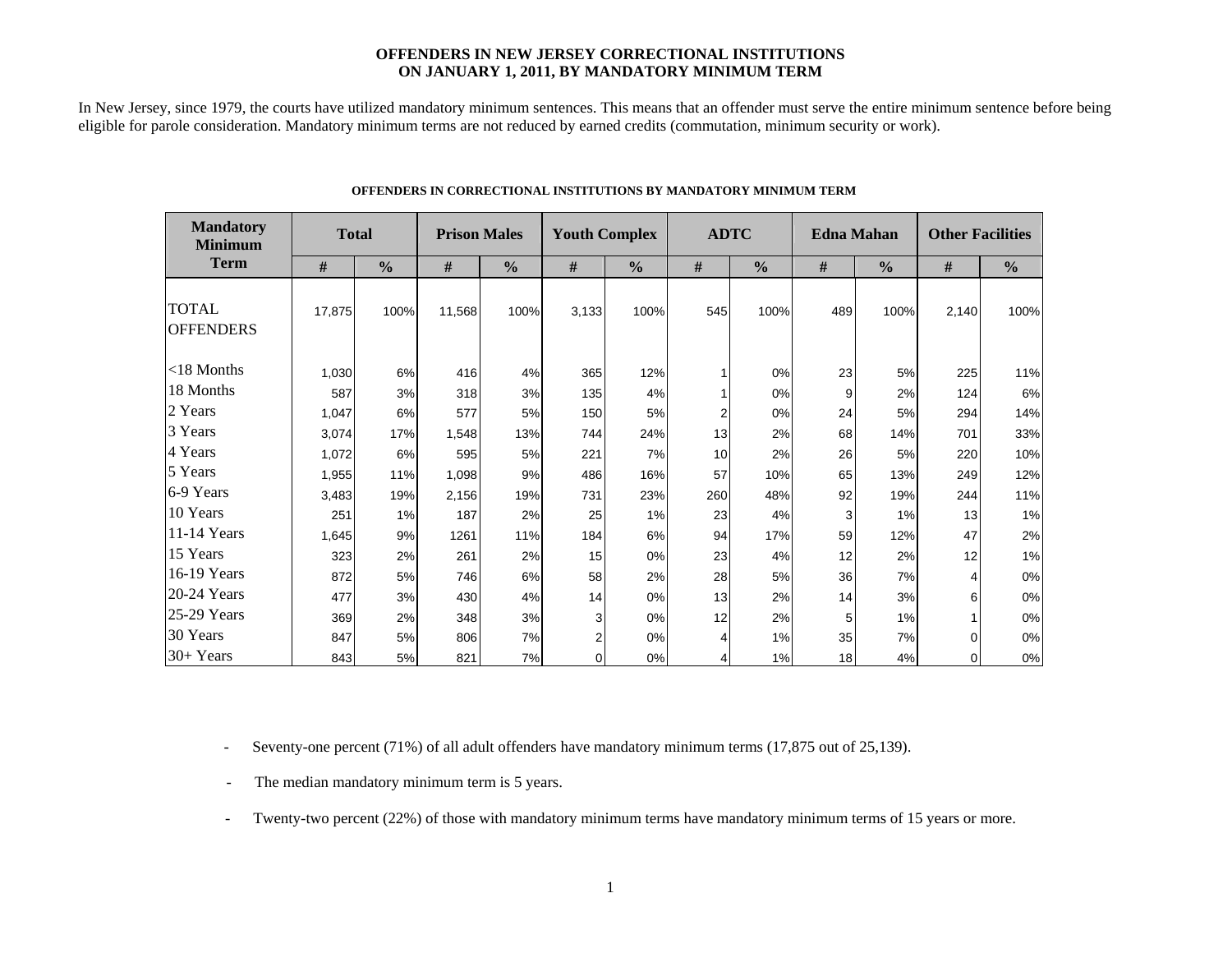# OFFENDERS IN NEW JERSEY CORRECTIONAL INSTITUTIONS ON JANUARY 1, 2011, BY MANDATORY MINIMUM TERM

In New Jersey, since 1979, the courts have utilized mandatory minimum sentences. This means that an offender must serve the entire minimum sentence before being eligible for parole consideration. Mandatory minimum terms are not reduced by earned credits (commutation, minimum security or work).

**OFFENDERS IN CORRECTIONAL INSTITUTIONS BY MANDATORY MINIMUM TERM**

| Mandatory Minimum Term | Total | | Prison Males | | Youth Complex | | ADTC | | Edna Mahan | | Other Facilities | |
|---|---|---|---|---|---|---|---|---|---|---|---|---|
| | # | % | # | % | # | % | # | % | # | % | # | % |
| TOTAL OFFENDERS | 17,875 | 100% | 11,568 | 100% | 3,133 | 100% | 545 | 100% | 489 | 100% | 2,140 | 100% |
| <18 Months | 1,030 | 6% | 416 | 4% | 365 | 12% | 1 | 0% | 23 | 5% | 225 | 11% |
| 18 Months | 587 | 3% | 318 | 3% | 135 | 4% | 1 | 0% | 9 | 2% | 124 | 6% |
| 2 Years | 1,047 | 6% | 577 | 5% | 150 | 5% | 2 | 0% | 24 | 5% | 294 | 14% |
| 3 Years | 3,074 | 17% | 1,548 | 13% | 744 | 24% | 13 | 2% | 68 | 14% | 701 | 33% |
| 4 Years | 1,072 | 6% | 595 | 5% | 221 | 7% | 10 | 2% | 26 | 5% | 220 | 10% |
| 5 Years | 1,955 | 11% | 1,098 | 9% | 486 | 16% | 57 | 10% | 65 | 13% | 249 | 12% |
| 6-9 Years | 3,483 | 19% | 2,156 | 19% | 731 | 23% | 260 | 48% | 92 | 19% | 244 | 11% |
| 10 Years | 251 | 1% | 187 | 2% | 25 | 1% | 23 | 4% | 3 | 1% | 13 | 1% |
| 11-14 Years | 1,645 | 9% | 1261 | 11% | 184 | 6% | 94 | 17% | 59 | 12% | 47 | 2% |
| 15 Years | 323 | 2% | 261 | 2% | 15 | 0% | 23 | 4% | 12 | 2% | 12 | 1% |
| 16-19 Years | 872 | 5% | 746 | 6% | 58 | 2% | 28 | 5% | 36 | 7% | 4 | 0% |
| 20-24 Years | 477 | 3% | 430 | 4% | 14 | 0% | 13 | 2% | 14 | 3% | 6 | 0% |
| 25-29 Years | 369 | 2% | 348 | 3% | 3 | 0% | 12 | 2% | 5 | 1% | 1 | 0% |
| 30 Years | 847 | 5% | 806 | 7% | 2 | 0% | 4 | 1% | 35 | 7% | 0 | 0% |
| 30+ Years | 843 | 5% | 821 | 7% | 0 | 0% | 4 | 1% | 18 | 4% | 0 | 0% |

- Seventy-one percent (71%) of all adult offenders have mandatory minimum terms (17,875 out of 25,139).
- The median mandatory minimum term is 5 years.
- Twenty-two percent (22%) of those with mandatory minimum terms have mandatory minimum terms of 15 years or more.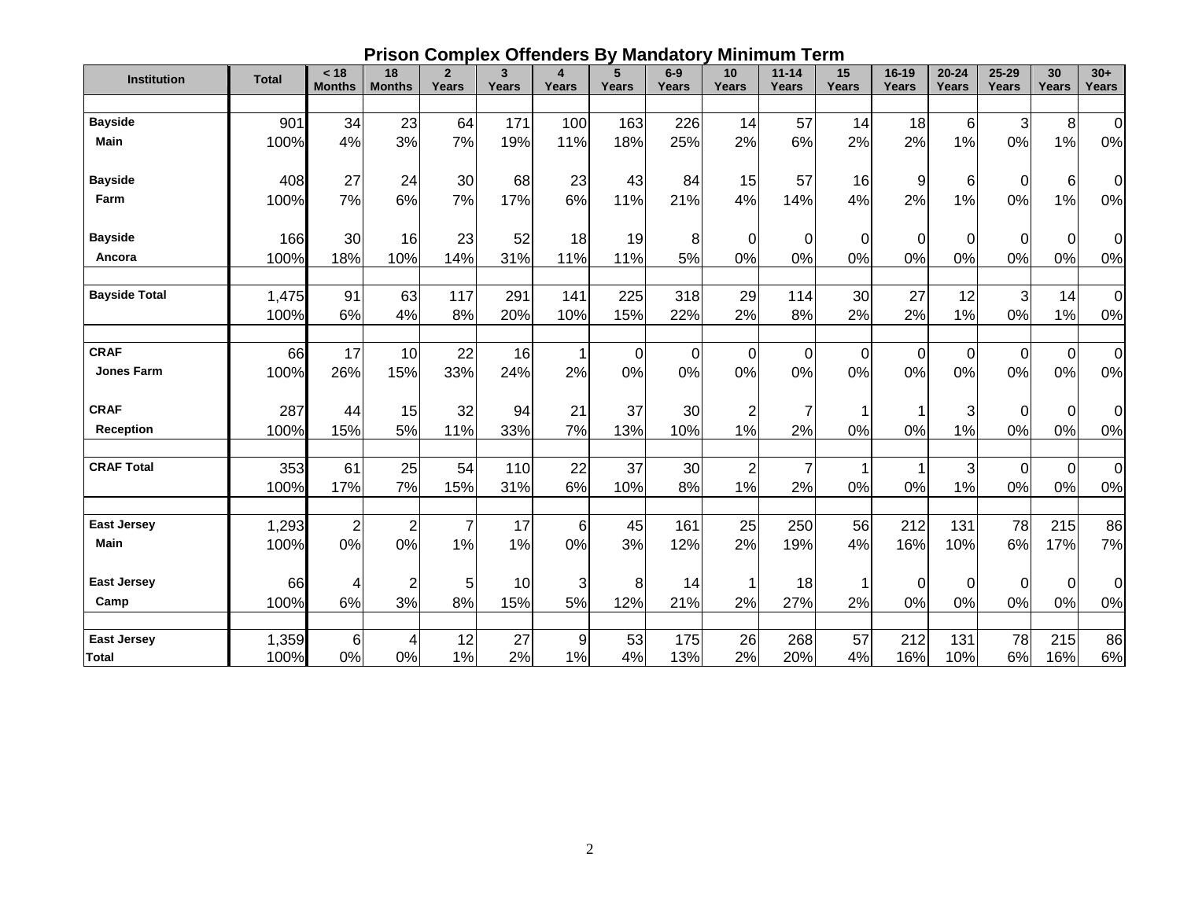# Prison Complex Offenders By Mandatory Minimum Term

| Institution | Total | < 18 Months | 18 Months | 2 Years | 3 Years | 4 Years | 5 Years | 6-9 Years | 10 Years | 11-14 Years | 15 Years | 16-19 Years | 20-24 Years | 25-29 Years | 30 Years | 30+ Years |
|---|---|---|---|---|---|---|---|---|---|---|---|---|---|---|---|---|
| **Bayside** | 901 | 34 | 23 | 64 | 171 | 100 | 163 | 226 | 14 | 57 | 14 | 18 | 6 | 3 | 8 | 0 |
| **Main** | 100% | 4% | 3% | 7% | 19% | 11% | 18% | 25% | 2% | 6% | 2% | 2% | 1% | 0% | 1% | 0% |
| **Bayside** | 408 | 27 | 24 | 30 | 68 | 23 | 43 | 84 | 15 | 57 | 16 | 9 | 6 | 0 | 6 | 0 |
| **Farm** | 100% | 7% | 6% | 7% | 17% | 6% | 11% | 21% | 4% | 14% | 4% | 2% | 1% | 0% | 1% | 0% |
| **Bayside** | 166 | 30 | 16 | 23 | 52 | 18 | 19 | 8 | 0 | 0 | 0 | 0 | 0 | 0 | 0 | 0 |
| **Ancora** | 100% | 18% | 10% | 14% | 31% | 11% | 11% | 5% | 0% | 0% | 0% | 0% | 0% | 0% | 0% | 0% |
| **Bayside Total** | 1,475 | 91 | 63 | 117 | 291 | 141 | 225 | 318 | 29 | 114 | 30 | 27 | 12 | 3 | 14 | 0 |
| | 100% | 6% | 4% | 8% | 20% | 10% | 15% | 22% | 2% | 8% | 2% | 2% | 1% | 0% | 1% | 0% |
| **CRAF** | 66 | 17 | 10 | 22 | 16 | 1 | 0 | 0 | 0 | 0 | 0 | 0 | 0 | 0 | 0 | 0 |
| **Jones Farm** | 100% | 26% | 15% | 33% | 24% | 2% | 0% | 0% | 0% | 0% | 0% | 0% | 0% | 0% | 0% | 0% |
| **CRAF** | 287 | 44 | 15 | 32 | 94 | 21 | 37 | 30 | 2 | 7 | 1 | 1 | 3 | 0 | 0 | 0 |
| **Reception** | 100% | 15% | 5% | 11% | 33% | 7% | 13% | 10% | 1% | 2% | 0% | 0% | 1% | 0% | 0% | 0% |
| **CRAF Total** | 353 | 61 | 25 | 54 | 110 | 22 | 37 | 30 | 2 | 7 | 1 | 1 | 3 | 0 | 0 | 0 |
| | 100% | 17% | 7% | 15% | 31% | 6% | 10% | 8% | 1% | 2% | 0% | 0% | 1% | 0% | 0% | 0% |
| **East Jersey** | 1,293 | 2 | 2 | 7 | 17 | 6 | 45 | 161 | 25 | 250 | 56 | 212 | 131 | 78 | 215 | 86 |
| **Main** | 100% | 0% | 0% | 1% | 1% | 0% | 3% | 12% | 2% | 19% | 4% | 16% | 10% | 6% | 17% | 7% |
| **East Jersey** | 66 | 4 | 2 | 5 | 10 | 3 | 8 | 14 | 1 | 18 | 1 | 0 | 0 | 0 | 0 | 0 |
| **Camp** | 100% | 6% | 3% | 8% | 15% | 5% | 12% | 21% | 2% | 27% | 2% | 0% | 0% | 0% | 0% | 0% |
| **East Jersey** | 1,359 | 6 | 4 | 12 | 27 | 9 | 53 | 175 | 26 | 268 | 57 | 212 | 131 | 78 | 215 | 86 |
| **Total** | 100% | 0% | 0% | 1% | 2% | 1% | 4% | 13% | 2% | 20% | 4% | 16% | 10% | 6% | 16% | 6% |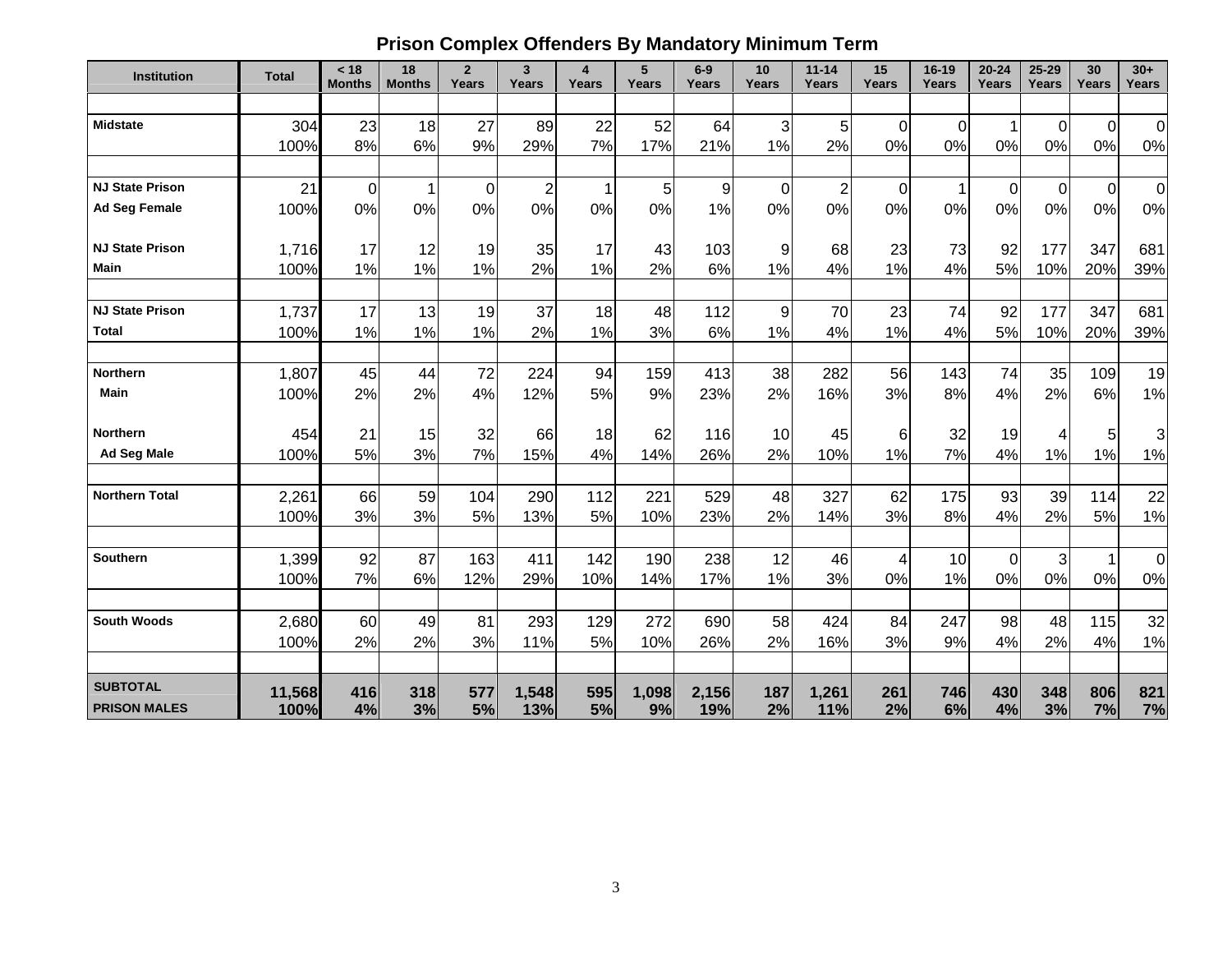## Prison Complex Offenders By Mandatory Minimum Term

| Institution | Total | < 18 Months | 18 Months | 2 Years | 3 Years | 4 Years | 5 Years | 6-9 Years | 10 Years | 11-14 Years | 15 Years | 16-19 Years | 20-24 Years | 25-29 Years | 30 Years | 30+ Years |
|---|---|---|---|---|---|---|---|---|---|---|---|---|---|---|---|---|
| Midstate | 304 | 23 | 18 | 27 | 89 | 22 | 52 | 64 | 3 | 5 | 0 | 0 | 1 | 0 | 0 | 0 |
| | 100% | 8% | 6% | 9% | 29% | 7% | 17% | 21% | 1% | 2% | 0% | 0% | 0% | 0% | 0% | 0% |
| NJ State Prison Ad Seg Female | 21 | 0 | 1 | 0 | 2 | 1 | 5 | 9 | 0 | 2 | 0 | 1 | 0 | 0 | 0 | 0 |
| | 100% | 0% | 0% | 0% | 0% | 0% | 0% | 1% | 0% | 0% | 0% | 0% | 0% | 0% | 0% | 0% |
| NJ State Prison Main | 1,716 | 17 | 12 | 19 | 35 | 17 | 43 | 103 | 9 | 68 | 23 | 73 | 92 | 177 | 347 | 681 |
| | 100% | 1% | 1% | 1% | 2% | 1% | 2% | 6% | 1% | 4% | 1% | 4% | 5% | 10% | 20% | 39% |
| NJ State Prison Total | 1,737 | 17 | 13 | 19 | 37 | 18 | 48 | 112 | 9 | 70 | 23 | 74 | 92 | 177 | 347 | 681 |
| | 100% | 1% | 1% | 1% | 2% | 1% | 3% | 6% | 1% | 4% | 1% | 4% | 5% | 10% | 20% | 39% |
| Northern Main | 1,807 | 45 | 44 | 72 | 224 | 94 | 159 | 413 | 38 | 282 | 56 | 143 | 74 | 35 | 109 | 19 |
| | 100% | 2% | 2% | 4% | 12% | 5% | 9% | 23% | 2% | 16% | 3% | 8% | 4% | 2% | 6% | 1% |
| Northern Ad Seg Male | 454 | 21 | 15 | 32 | 66 | 18 | 62 | 116 | 10 | 45 | 6 | 32 | 19 | 4 | 5 | 3 |
| | 100% | 5% | 3% | 7% | 15% | 4% | 14% | 26% | 2% | 10% | 1% | 7% | 4% | 1% | 1% | 1% |
| Northern Total | 2,261 | 66 | 59 | 104 | 290 | 112 | 221 | 529 | 48 | 327 | 62 | 175 | 93 | 39 | 114 | 22 |
| | 100% | 3% | 3% | 5% | 13% | 5% | 10% | 23% | 2% | 14% | 3% | 8% | 4% | 2% | 5% | 1% |
| Southern | 1,399 | 92 | 87 | 163 | 411 | 142 | 190 | 238 | 12 | 46 | 4 | 10 | 0 | 3 | 1 | 0 |
| | 100% | 7% | 6% | 12% | 29% | 10% | 14% | 17% | 1% | 3% | 0% | 1% | 0% | 0% | 0% | 0% |
| South Woods | 2,680 | 60 | 49 | 81 | 293 | 129 | 272 | 690 | 58 | 424 | 84 | 247 | 98 | 48 | 115 | 32 |
| | 100% | 2% | 2% | 3% | 11% | 5% | 10% | 26% | 2% | 16% | 3% | 9% | 4% | 2% | 4% | 1% |
| **SUBTOTAL PRISON MALES** | **11,568** | **416** | **318** | **577** | **1,548** | **595** | **1,098** | **2,156** | **187** | **1,261** | **261** | **746** | **430** | **348** | **806** | **821** |
| | **100%** | **4%** | **3%** | **5%** | **13%** | **5%** | **9%** | **19%** | **2%** | **11%** | **2%** | **6%** | **4%** | **3%** | **7%** | **7%** |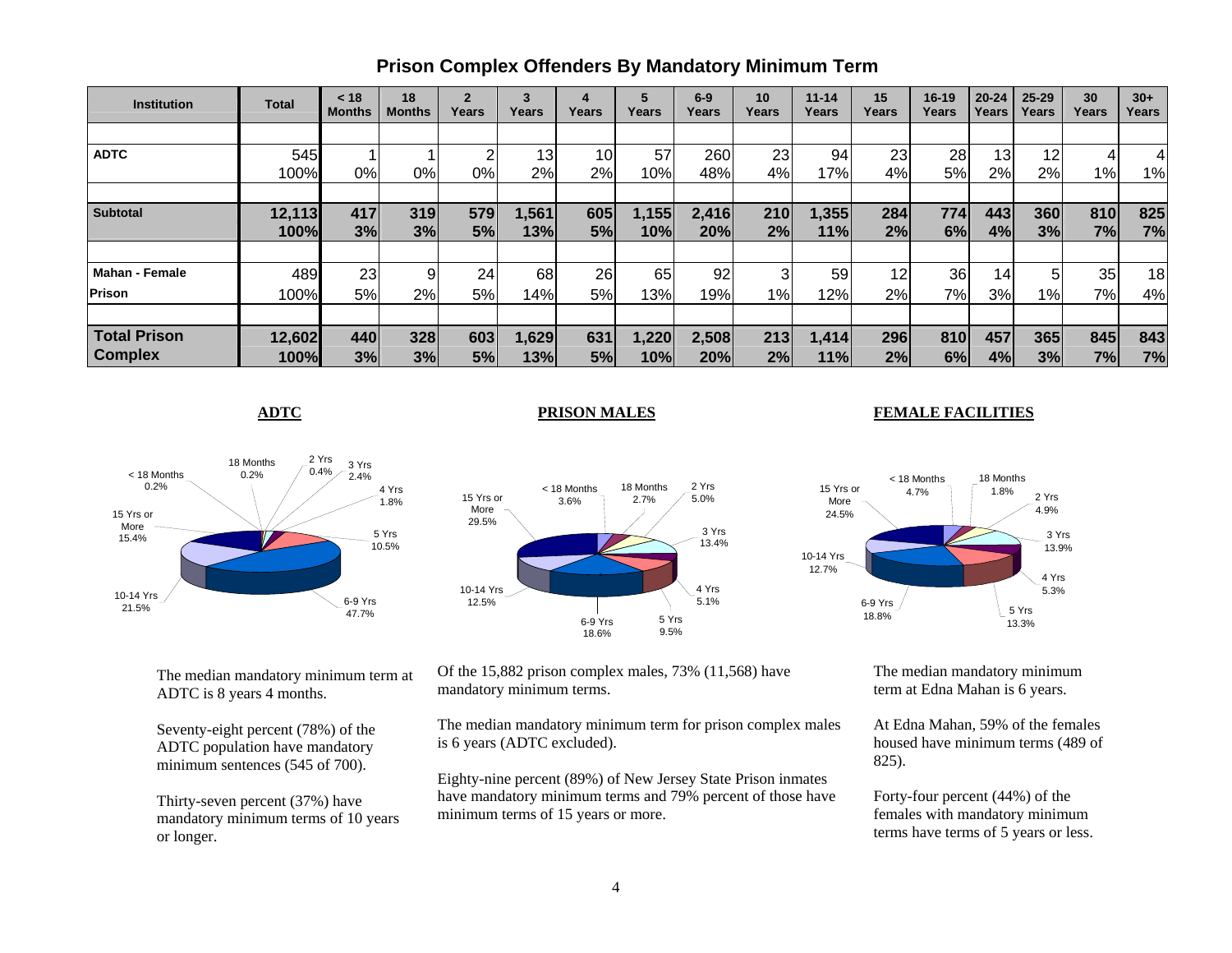# Prison Complex Offenders By Mandatory Minimum Term

| Institution | Total | < 18 Months | 18 Months | 2 Years | 3 Years | 4 Years | 5 Years | 6-9 Years | 10 Years | 11-14 Years | 15 Years | 16-19 Years | 20-24 Years | 25-29 Years | 30 Years | 30+ Years |
|---|---|---|---|---|---|---|---|---|---|---|---|---|---|---|---|---|
| **ADTC** | 545 | 1 | 1 | 2 | 13 | 10 | 57 | 260 | 23 | 94 | 23 | 28 | 13 | 12 | 4 | 4 |
| | 100% | 0% | 0% | 0% | 2% | 2% | 10% | 48% | 4% | 17% | 4% | 5% | 2% | 2% | 1% | 1% |
| **Subtotal** | **12,113** | **417** | **319** | **579** | **1,561** | **605** | **1,155** | **2,416** | **210** | **1,355** | **284** | **774** | **443** | **360** | **810** | **825** |
| | **100%** | **3%** | **3%** | **5%** | **13%** | **5%** | **10%** | **20%** | **2%** | **11%** | **2%** | **6%** | **4%** | **3%** | **7%** | **7%** |
| **Mahan - Female Prison** | 489 | 23 | 9 | 24 | 68 | 26 | 65 | 92 | 3 | 59 | 12 | 36 | 14 | 5 | 35 | 18 |
| | 100% | 5% | 2% | 5% | 14% | 5% | 13% | 19% | 1% | 12% | 2% | 7% | 3% | 1% | 7% | 4% |
| **Total Prison Complex** | **12,602** | **440** | **328** | **603** | **1,629** | **631** | **1,220** | **2,508** | **213** | **1,414** | **296** | **810** | **457** | **365** | **845** | **843** |
| | **100%** | **3%** | **3%** | **5%** | **13%** | **5%** | **10%** | **20%** | **2%** | **11%** | **2%** | **6%** | **4%** | **3%** | **7%** | **7%** |

**ADTC**

< 18 Months 0.2%; 18 Months 0.2%; 2 Yrs 0.4%; 3 Yrs 2.4%; 4 Yrs 1.8%; 5 Yrs 10.5%; 6-9 Yrs 47.7%; 10-14 Yrs 21.5%; 15 Yrs or More 15.4%

The median mandatory minimum term at ADTC is 8 years 4 months.

Seventy-eight percent (78%) of the ADTC population have mandatory minimum sentences (545 of 700).

Thirty-seven percent (37%) have mandatory minimum terms of 10 years or longer.

**PRISON MALES**

< 18 Months 3.6%; 18 Months 2.7%; 2 Yrs 5.0%; 3 Yrs 13.4%; 4 Yrs 5.1%; 5 Yrs 9.5%; 6-9 Yrs 18.6%; 10-14 Yrs 12.5%; 15 Yrs or More 29.5%

Of the 15,882 prison complex males, 73% (11,568) have mandatory minimum terms.

The median mandatory minimum term for prison complex males is 6 years (ADTC excluded).

Eighty-nine percent (89%) of New Jersey State Prison inmates have mandatory minimum terms and 79% percent of those have minimum terms of 15 years or more.

**FEMALE FACILITIES**

< 18 Months 4.7%; 18 Months 1.8%; 2 Yrs 4.9%; 3 Yrs 13.9%; 4 Yrs 5.3%; 5 Yrs 13.3%; 6-9 Yrs 18.8%; 10-14 Yrs 12.7%; 15 Yrs or More 24.5%

The median mandatory minimum term at Edna Mahan is 6 years.

At Edna Mahan, 59% of the females housed have minimum terms (489 of 825).

Forty-four percent (44%) of the females with mandatory minimum terms have terms of 5 years or less.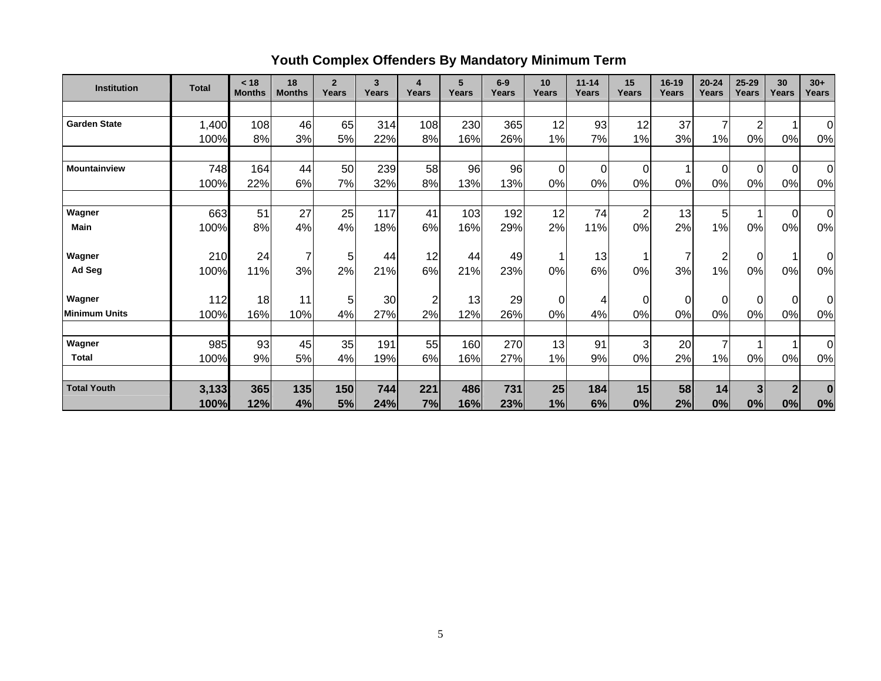## Youth Complex Offenders By Mandatory Minimum Term

| Institution | Total | < 18 Months | 18 Months | 2 Years | 3 Years | 4 Years | 5 Years | 6-9 Years | 10 Years | 11-14 Years | 15 Years | 16-19 Years | 20-24 Years | 25-29 Years | 30 Years | 30+ Years |
|---|---|---|---|---|---|---|---|---|---|---|---|---|---|---|---|---|
| Garden State | 1,400 | 108 | 46 | 65 | 314 | 108 | 230 | 365 | 12 | 93 | 12 | 37 | 7 | 2 | 1 | 0 |
| | 100% | 8% | 3% | 5% | 22% | 8% | 16% | 26% | 1% | 7% | 1% | 3% | 1% | 0% | 0% | 0% |
| Mountainview | 748 | 164 | 44 | 50 | 239 | 58 | 96 | 96 | 0 | 0 | 0 | 1 | 0 | 0 | 0 | 0 |
| | 100% | 22% | 6% | 7% | 32% | 8% | 13% | 13% | 0% | 0% | 0% | 0% | 0% | 0% | 0% | 0% |
| Wagner Main | 663 | 51 | 27 | 25 | 117 | 41 | 103 | 192 | 12 | 74 | 2 | 13 | 5 | 1 | 0 | 0 |
| | 100% | 8% | 4% | 4% | 18% | 6% | 16% | 29% | 2% | 11% | 0% | 2% | 1% | 0% | 0% | 0% |
| Wagner Ad Seg | 210 | 24 | 7 | 5 | 44 | 12 | 44 | 49 | 1 | 13 | 1 | 7 | 2 | 0 | 1 | 0 |
| | 100% | 11% | 3% | 2% | 21% | 6% | 21% | 23% | 0% | 6% | 0% | 3% | 1% | 0% | 0% | 0% |
| Wagner Minimum Units | 112 | 18 | 11 | 5 | 30 | 2 | 13 | 29 | 0 | 4 | 0 | 0 | 0 | 0 | 0 | 0 |
| | 100% | 16% | 10% | 4% | 27% | 2% | 12% | 26% | 0% | 4% | 0% | 0% | 0% | 0% | 0% | 0% |
| Wagner Total | 985 | 93 | 45 | 35 | 191 | 55 | 160 | 270 | 13 | 91 | 3 | 20 | 7 | 1 | 1 | 0 |
| | 100% | 9% | 5% | 4% | 19% | 6% | 16% | 27% | 1% | 9% | 0% | 2% | 1% | 0% | 0% | 0% |
| **Total Youth** | **3,133** | **365** | **135** | **150** | **744** | **221** | **486** | **731** | **25** | **184** | **15** | **58** | **14** | **3** | **2** | **0** |
| | **100%** | **12%** | **4%** | **5%** | **24%** | **7%** | **16%** | **23%** | **1%** | **6%** | **0%** | **2%** | **0%** | **0%** | **0%** | **0%** |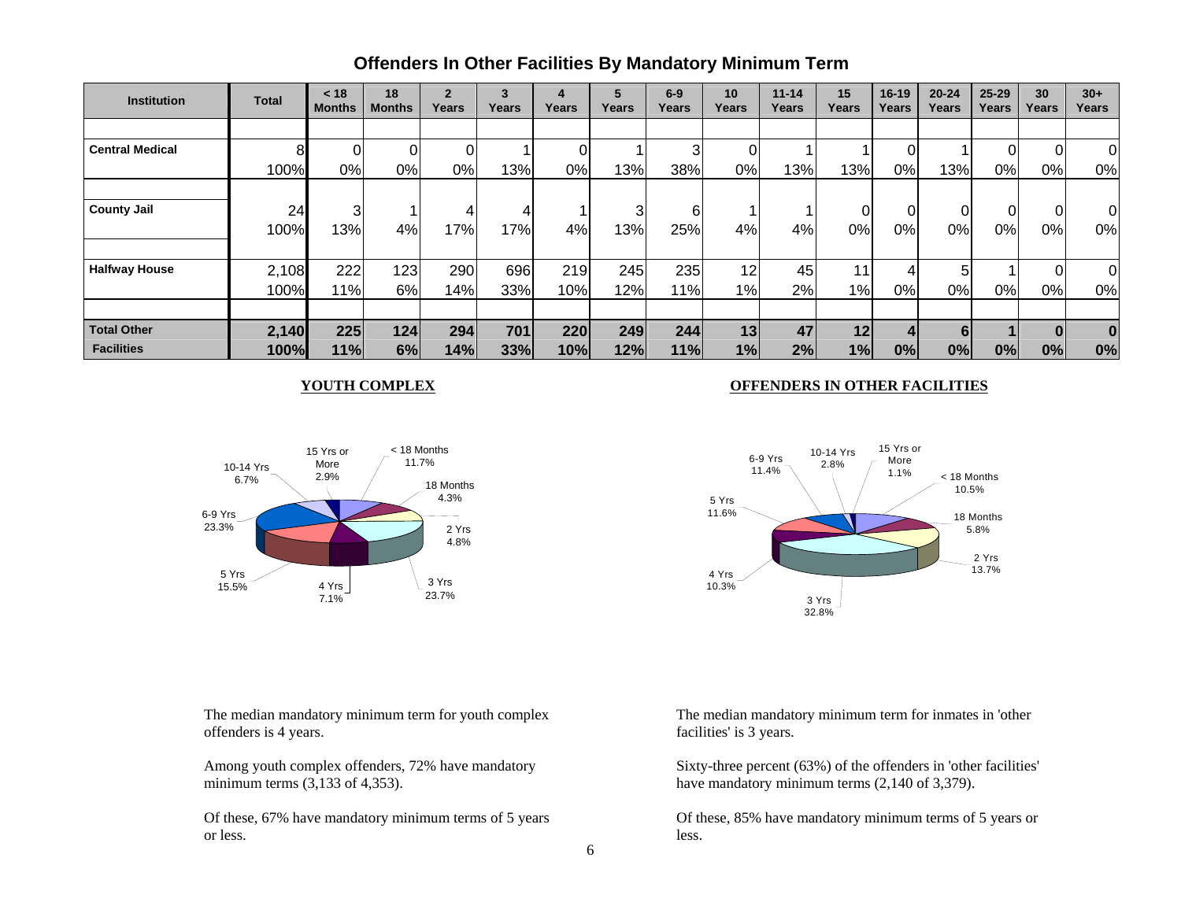## Offenders In Other Facilities By Mandatory Minimum Term

| Institution | Total | < 18 Months | 18 Months | 2 Years | 3 Years | 4 Years | 5 Years | 6-9 Years | 10 Years | 11-14 Years | 15 Years | 16-19 Years | 20-24 Years | 25-29 Years | 30 Years | 30+ Years |
|---|---|---|---|---|---|---|---|---|---|---|---|---|---|---|---|---|
| **Central Medical** | 8 | 0 | 0 | 0 | 1 | 0 | 1 | 3 | 0 | 1 | 1 | 0 | 1 | 0 | 0 | 0 |
| | 100% | 0% | 0% | 0% | 13% | 0% | 13% | 38% | 0% | 13% | 13% | 0% | 13% | 0% | 0% | 0% |
| **County Jail** | 24 | 3 | 1 | 4 | 4 | 1 | 3 | 6 | 1 | 1 | 0 | 0 | 0 | 0 | 0 | 0 |
| | 100% | 13% | 4% | 17% | 17% | 4% | 13% | 25% | 4% | 4% | 0% | 0% | 0% | 0% | 0% | 0% |
| **Halfway House** | 2,108 | 222 | 123 | 290 | 696 | 219 | 245 | 235 | 12 | 45 | 11 | 4 | 5 | 1 | 0 | 0 |
| | 100% | 11% | 6% | 14% | 33% | 10% | 12% | 11% | 1% | 2% | 1% | 0% | 0% | 0% | 0% | 0% |
| **Total Other Facilities** | **2,140** | **225** | **124** | **294** | **701** | **220** | **249** | **244** | **13** | **47** | **12** | **4** | **6** | **1** | **0** | **0** |
| | **100%** | **11%** | **6%** | **14%** | **33%** | **10%** | **12%** | **11%** | **1%** | **2%** | **1%** | **0%** | **0%** | **0%** | **0%** | **0%** |

**YOUTH COMPLEX**

< 18 Months 11.7%
18 Months 4.3%
2 Yrs 4.8%
3 Yrs 23.7%
4 Yrs 7.1%
5 Yrs 15.5%
6-9 Yrs 23.3%
10-14 Yrs 6.7%
15 Yrs or More 2.9%

**OFFENDERS IN OTHER FACILITIES**

< 18 Months 10.5%
18 Months 5.8%
2 Yrs 13.7%
3 Yrs 32.8%
4 Yrs 10.3%
5 Yrs 11.6%
6-9 Yrs 11.4%
10-14 Yrs 2.8%
15 Yrs or More 1.1%

The median mandatory minimum term for youth complex offenders is 4 years.

Among youth complex offenders, 72% have mandatory minimum terms (3,133 of 4,353).

Of these, 67% have mandatory minimum terms of 5 years or less.

The median mandatory minimum term for inmates in 'other facilities' is 3 years.

Sixty-three percent (63%) of the offenders in 'other facilities' have mandatory minimum terms (2,140 of 3,379).

Of these, 85% have mandatory minimum terms of 5 years or less.